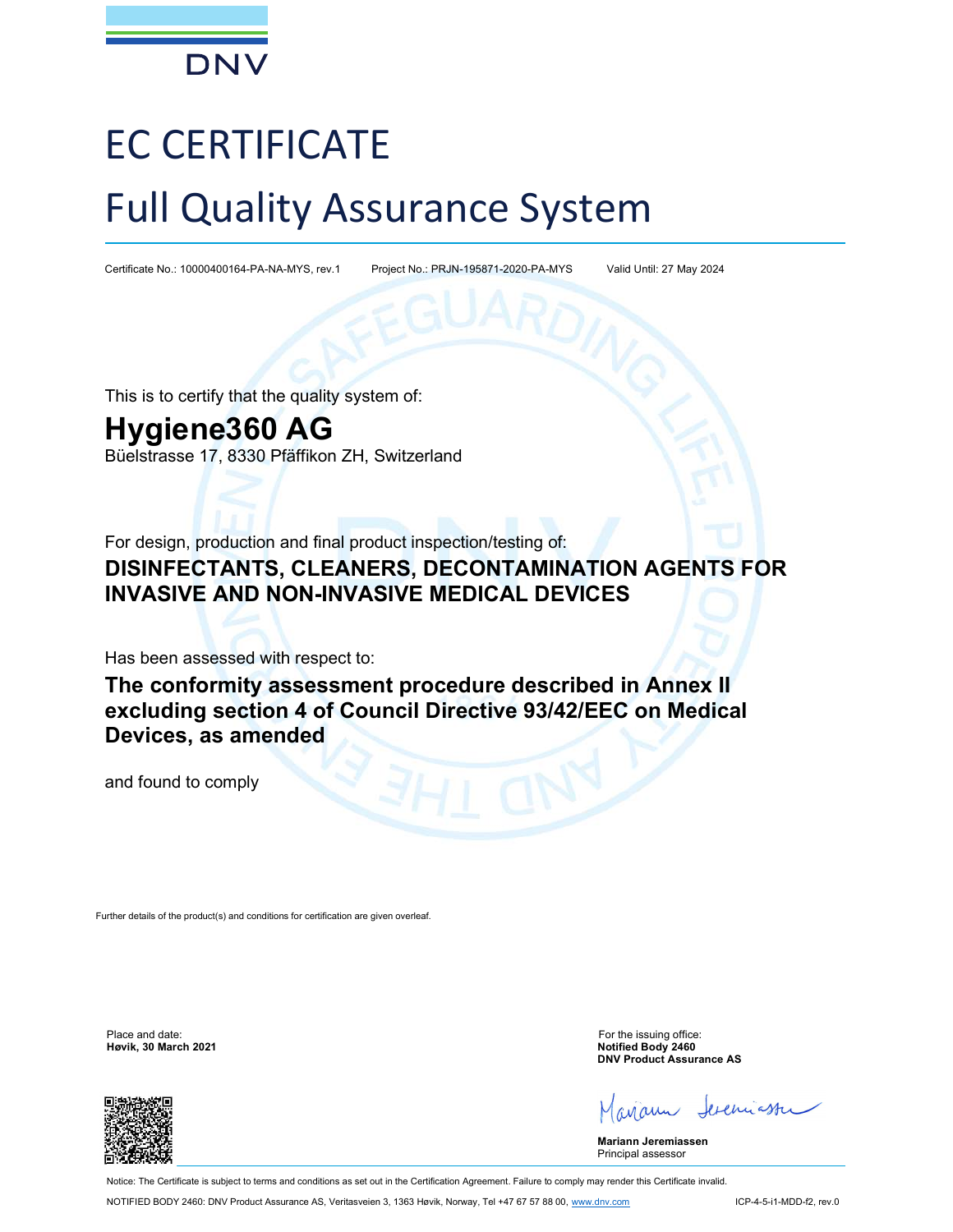DNV

# EC CERTIFICATE

# Full Quality Assurance System

Certificate No.: 10000400164-PA-NA-MYS, rev.1    Project No.: PRJN-195871-2020-PA-MYS    Valid Until: 27 May 2024

This is to certify that the quality system of:

## Hygiene360 AG

Büelstrasse 17, 8330 Pfäffikon ZH, Switzerland

For design, production and final product inspection/testing of:

**DISINFECTANTS, CLEANERS, DECONTAMINATION AGENTS FOR INVASIVE AND NON-INVASIVE MEDICAL DEVICES**

Has been assessed with respect to:

**The conformity assessment procedure described in Annex II excluding section 4 of Council Directive 93/42/EEC on Medical Devices, as amended**

and found to comply

Further details of the product(s) and conditions for certification are given overleaf.

Place and date:
**Høvik, 30 March 2021**

For the issuing office:
**Notified Body 2460**
**DNV Product Assurance AS**

**Mariann Jeremiassen**
Principal assessor

Notice: The Certificate is subject to terms and conditions as set out in the Certification Agreement. Failure to comply may render this Certificate invalid.

NOTIFIED BODY 2460: DNV Product Assurance AS, Veritasveien 3, 1363 Høvik, Norway, Tel +47 67 57 88 00, www.dnv.com    ICP-4-5-i1-MDD-f2, rev.0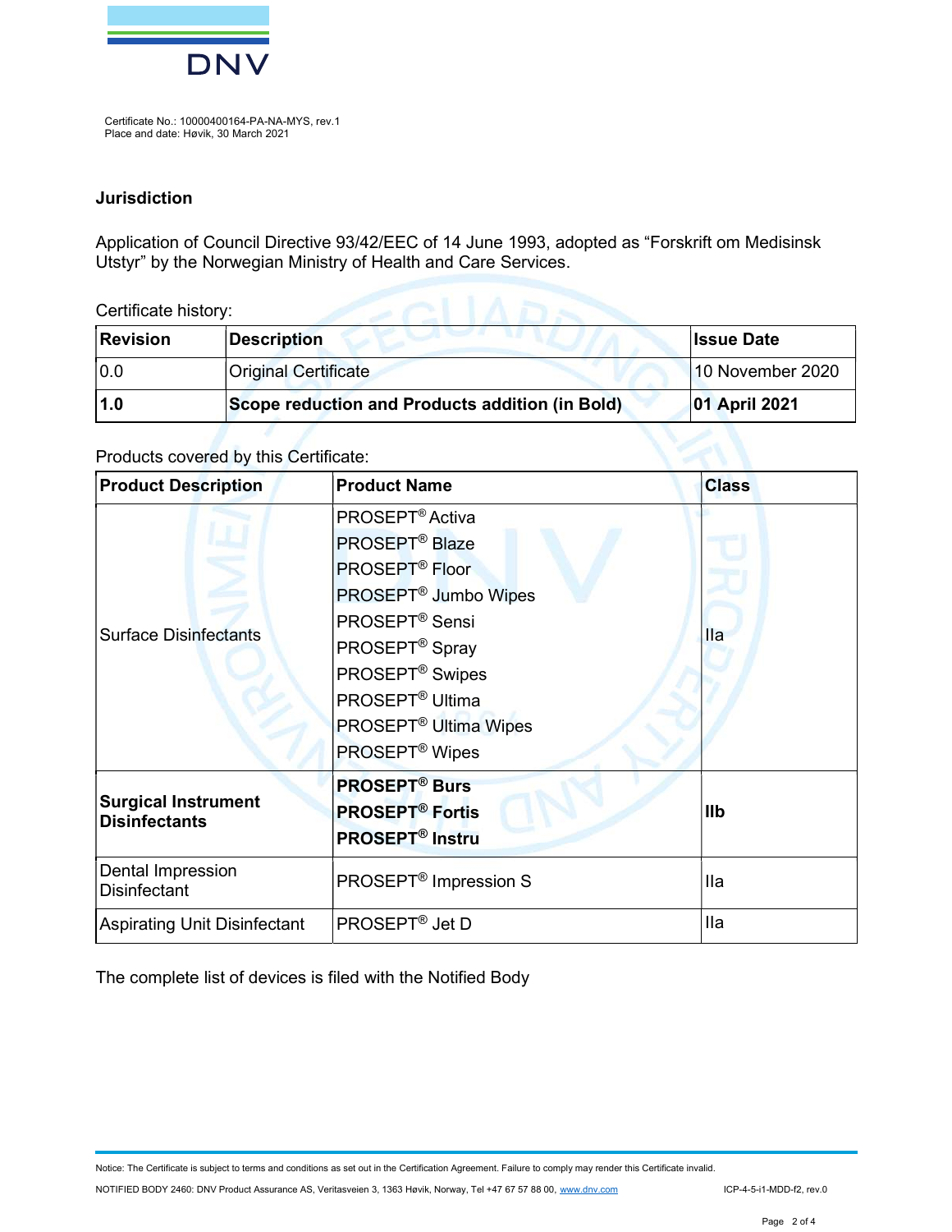Certificate No.: 10000400164-PA-NA-MYS, rev.1
Place and date: Høvik, 30 March 2021

## Jurisdiction

Application of Council Directive 93/42/EEC of 14 June 1993, adopted as "Forskrift om Medisinsk Utstyr" by the Norwegian Ministry of Health and Care Services.

Certificate history:

| Revision | Description | Issue Date |
|---|---|---|
| 0.0 | Original Certificate | 10 November 2020 |
| **1.0** | **Scope reduction and Products addition (in Bold)** | **01 April 2021** |

Products covered by this Certificate:

| Product Description | Product Name | Class |
|---|---|---|
| Surface Disinfectants | PROSEPT® Activa<br>PROSEPT® Blaze<br>PROSEPT® Floor<br>PROSEPT® Jumbo Wipes<br>PROSEPT® Sensi<br>PROSEPT® Spray<br>PROSEPT® Swipes<br>PROSEPT® Ultima<br>PROSEPT® Ultima Wipes<br>PROSEPT® Wipes | IIa |
| **Surgical Instrument Disinfectants** | **PROSEPT® Burs**<br>**PROSEPT® Fortis**<br>**PROSEPT® Instru** | **IIb** |
| Dental Impression Disinfectant | PROSEPT® Impression S | IIa |
| Aspirating Unit Disinfectant | PROSEPT® Jet D | IIa |

The complete list of devices is filed with the Notified Body

Notice: The Certificate is subject to terms and conditions as set out in the Certification Agreement. Failure to comply may render this Certificate invalid.

NOTIFIED BODY 2460: DNV Product Assurance AS, Veritasveien 3, 1363 Høvik, Norway, Tel +47 67 57 88 00, www.dnv.com

ICP-4-5-i1-MDD-f2, rev.0